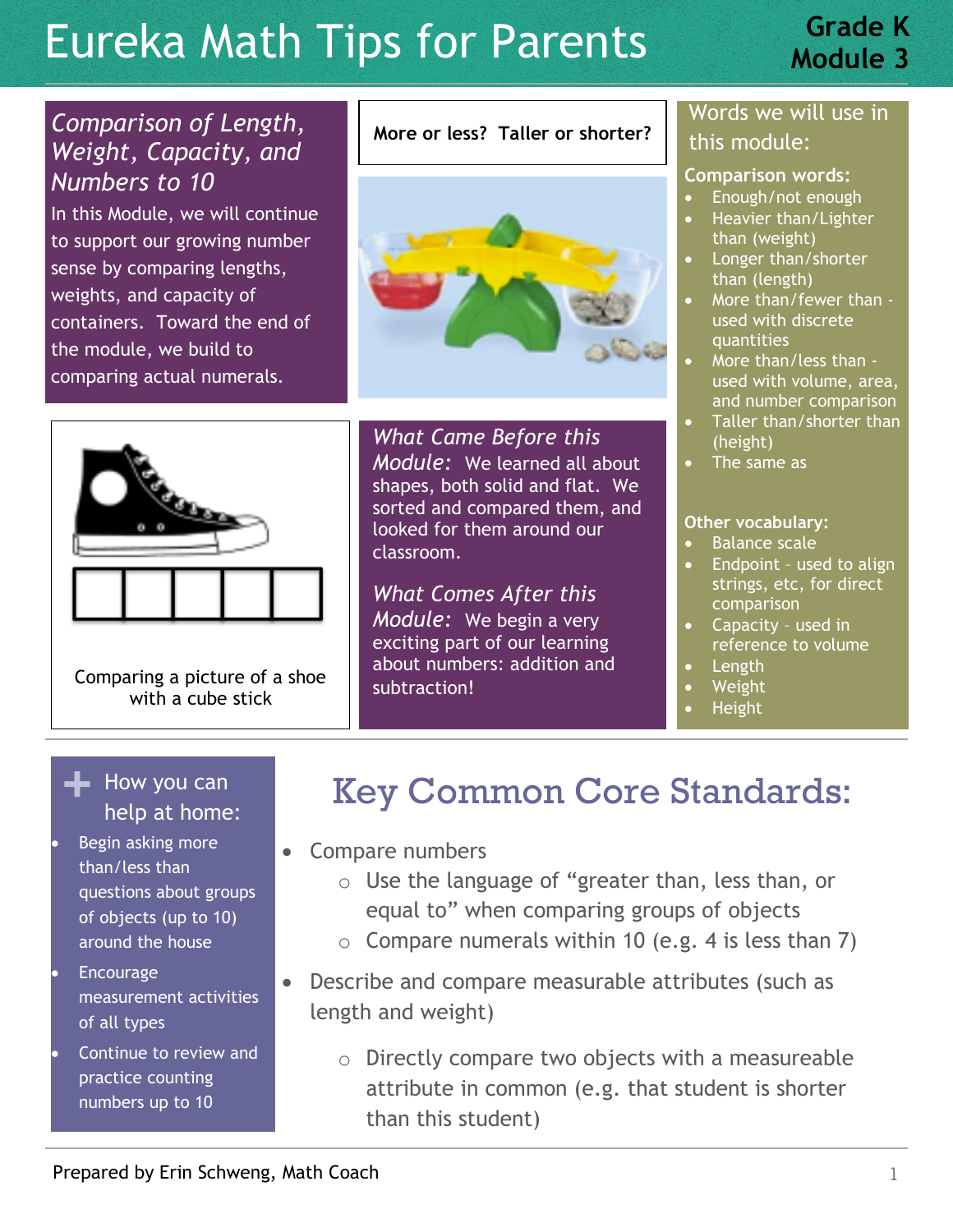# Eureka Math Tips for Parents

**Grade K**
**Module 3**

## *Comparison of Length, Weight, Capacity, and Numbers to 10*

In this Module, we will continue to support our growing number sense by comparing lengths, weights, and capacity of containers. Toward the end of the module, we build to comparing actual numerals.

**More or less? Taller or shorter?**

Comparing a picture of a shoe with a cube stick

*What Came Before this Module:* We learned all about shapes, both solid and flat. We sorted and compared them, and looked for them around our classroom.

*What Comes After this Module:* We begin a very exciting part of our learning about numbers: addition and subtraction!

### Words we will use in this module:

**Comparison words:**

- Enough/not enough
- Heavier than/Lighter than (weight)
- Longer than/shorter than (length)
- More than/fewer than - used with discrete quantities
- More than/less than - used with volume, area, and number comparison
- Taller than/shorter than (height)
- The same as

**Other vocabulary:**

- Balance scale
- Endpoint – used to align strings, etc, for direct comparison
- Capacity – used in reference to volume
- Length
- Weight
- Height

### + How you can help at home:

- Begin asking more than/less than questions about groups of objects (up to 10) around the house
- Encourage measurement activities of all types
- Continue to review and practice counting numbers up to 10

## Key Common Core Standards:

- Compare numbers
  - Use the language of "greater than, less than, or equal to" when comparing groups of objects
  - Compare numerals within 10 (e.g. 4 is less than 7)
- Describe and compare measurable attributes (such as length and weight)
  - Directly compare two objects with a measureable attribute in common (e.g. that student is shorter than this student)

Prepared by Erin Schweng, Math Coach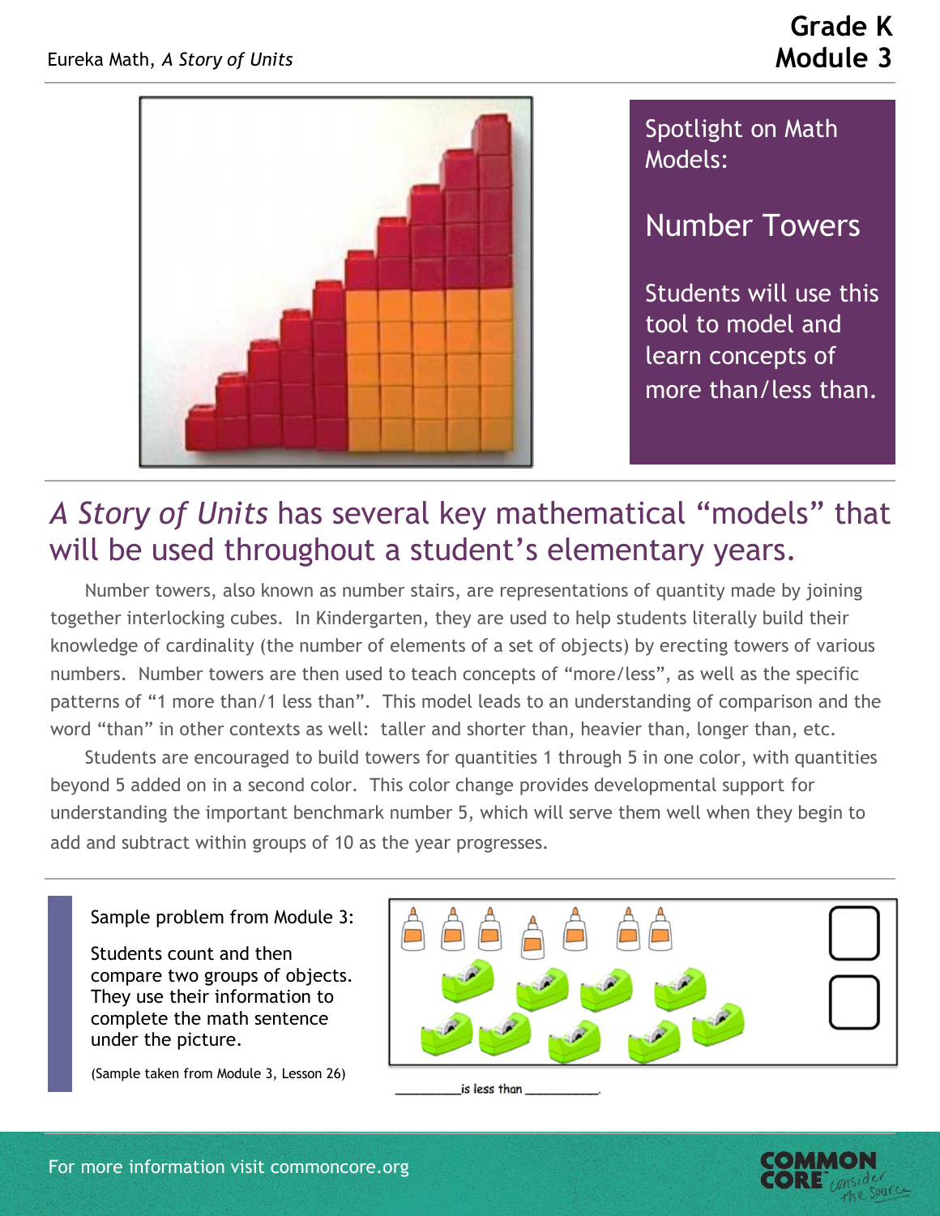Eureka Math, *A Story of Units*

**Grade K Module 3**

Spotlight on Math Models:

## Number Towers

Students will use this tool to model and learn concepts of more than/less than.

## *A Story of Units* has several key mathematical "models" that will be used throughout a student's elementary years.

Number towers, also known as number stairs, are representations of quantity made by joining together interlocking cubes. In Kindergarten, they are used to help students literally build their knowledge of cardinality (the number of elements of a set of objects) by erecting towers of various numbers. Number towers are then used to teach concepts of "more/less", as well as the specific patterns of "1 more than/1 less than". This model leads to an understanding of comparison and the word "than" in other contexts as well: taller and shorter than, heavier than, longer than, etc.

Students are encouraged to build towers for quantities 1 through 5 in one color, with quantities beyond 5 added on in a second color. This color change provides developmental support for understanding the important benchmark number 5, which will serve them well when they begin to add and subtract within groups of 10 as the year progresses.

Sample problem from Module 3:

Students count and then compare two groups of objects. They use their information to complete the math sentence under the picture.

(Sample taken from Module 3, Lesson 26)

__________ is less than __________.

For more information visit commoncore.org